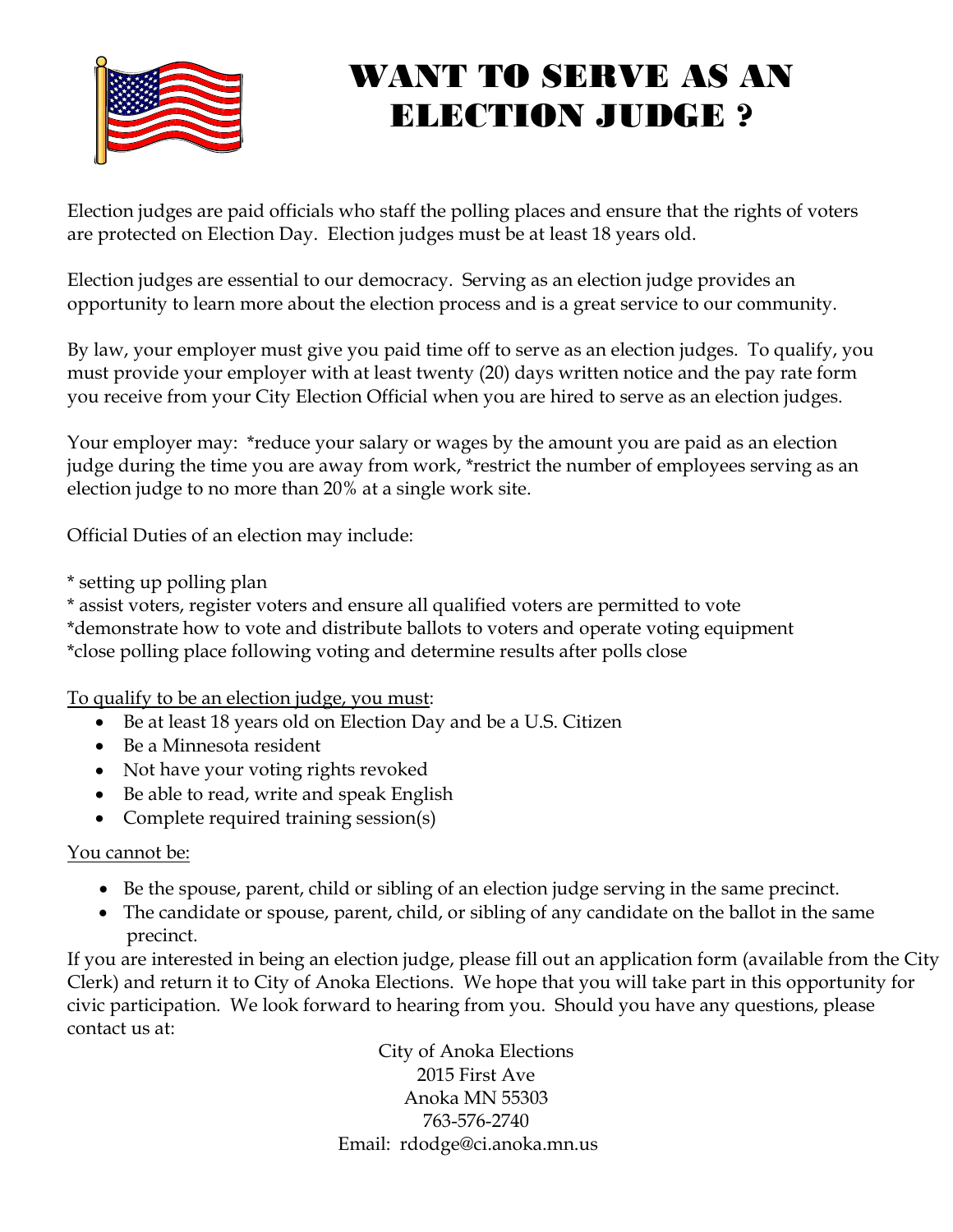# WANT TO SERVE AS AN ELECTION JUDGE ?

Election judges are paid officials who staff the polling places and ensure that the rights of voters are protected on Election Day. Election judges must be at least 18 years old.

Election judges are essential to our democracy. Serving as an election judge provides an opportunity to learn more about the election process and is a great service to our community.

By law, your employer must give you paid time off to serve as an election judges. To qualify, you must provide your employer with at least twenty (20) days written notice and the pay rate form you receive from your City Election Official when you are hired to serve as an election judges.

Your employer may: *reduce your salary or wages by the amount you are paid as an election judge during the time you are away from work, *restrict the number of employees serving as an election judge to no more than 20% at a single work site.

Official Duties of an election may include:

* setting up polling plan
* assist voters, register voters and ensure all qualified voters are permitted to vote
*demonstrate how to vote and distribute ballots to voters and operate voting equipment
*close polling place following voting and determine results after polls close

<u>To qualify to be an election judge, you must</u>:

- Be at least 18 years old on Election Day and be a U.S. Citizen
- Be a Minnesota resident
- Not have your voting rights revoked
- Be able to read, write and speak English
- Complete required training session(s)

<u>You cannot be:</u>

- Be the spouse, parent, child or sibling of an election judge serving in the same precinct.
- The candidate or spouse, parent, child, or sibling of any candidate on the ballot in the same precinct.

If you are interested in being an election judge, please fill out an application form (available from the City Clerk) and return it to City of Anoka Elections. We hope that you will take part in this opportunity for civic participation. We look forward to hearing from you. Should you have any questions, please contact us at:

City of Anoka Elections
2015 First Ave
Anoka MN 55303
763-576-2740
Email: rdodge@ci.anoka.mn.us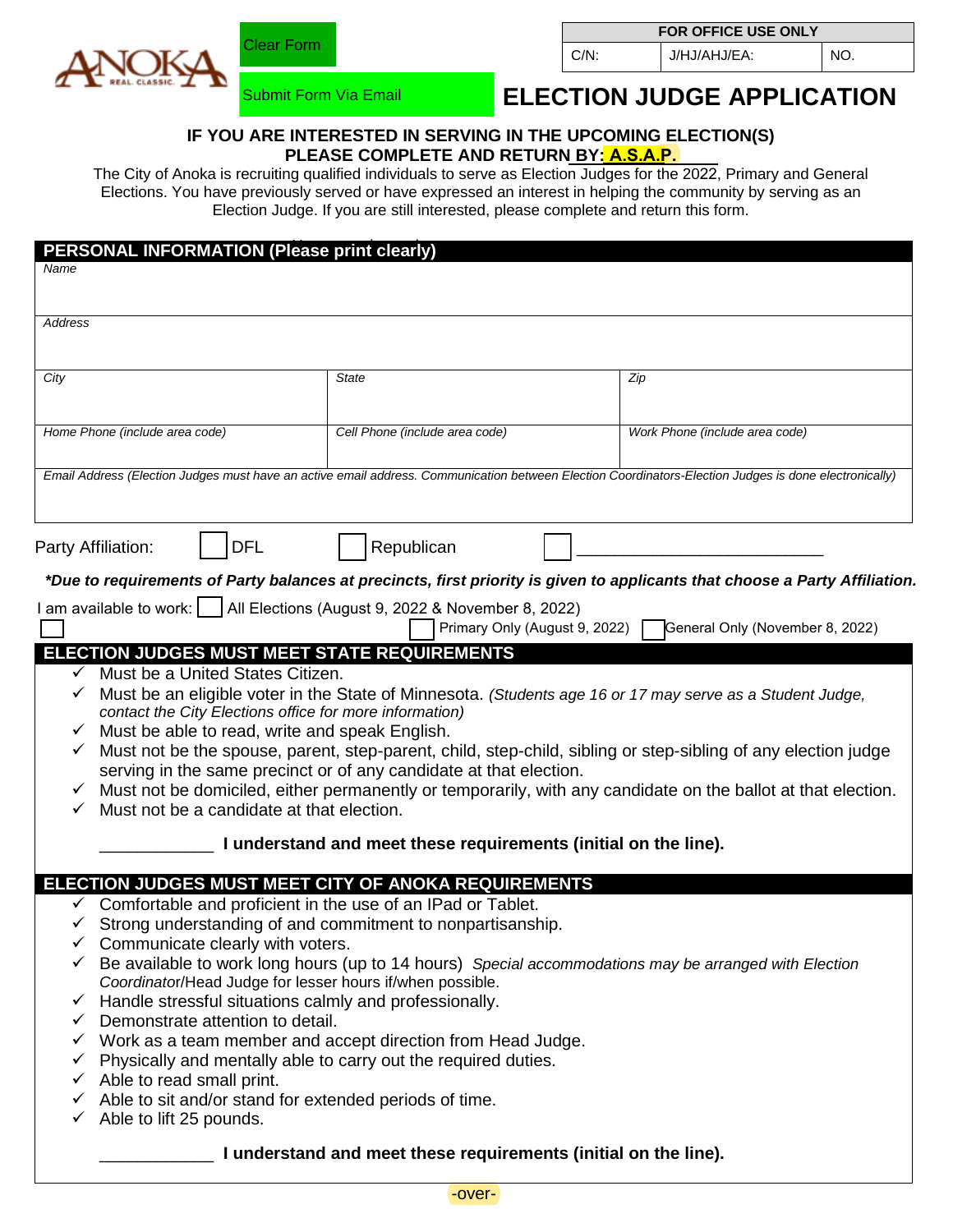ANOKA REAL. CLASSIC.

Clear Form

Submit Form Via Email

| FOR OFFICE USE ONLY | | |
|---|---|---|
| C/N: | J/HJ/AHJ/EA: | NO. |

# ELECTION JUDGE APPLICATION

**IF YOU ARE INTERESTED IN SERVING IN THE UPCOMING ELECTION(S)**
**PLEASE COMPLETE AND RETURN BY: A.S.A.P.**

The City of Anoka is recruiting qualified individuals to serve as Election Judges for the 2022, Primary and General Elections. You have previously served or have expressed an interest in helping the community by serving as an Election Judge. If you are still interested, please complete and return this form.

## PERSONAL INFORMATION (Please print clearly)

| *Name* | | |
|---|---|---|
| *Address* | | |
| *City* | *State* | *Zip* |
| *Home Phone (include area code)* | *Cell Phone (include area code)* | *Work Phone (include area code)* |

*Email Address (Election Judges must have an active email address. Communication between Election Coordinators-Election Judges is done electronically)*

Party Affiliation: ☐ DFL ☐ Republican ☐ ________________________

***Due to requirements of Party balances at precincts, first priority is given to applicants that choose a Party Affiliation.***

I am available to work: ☐ All Elections (August 9, 2022 & November 8, 2022) ☐ Primary Only (August 9, 2022) ☐ General Only (November 8, 2022)

## ELECTION JUDGES MUST MEET STATE REQUIREMENTS

- ✓ Must be a United States Citizen.
- ✓ Must be an eligible voter in the State of Minnesota. *(Students age 16 or 17 may serve as a Student Judge, contact the City Elections office for more information)*
- ✓ Must be able to read, write and speak English.
- ✓ Must not be the spouse, parent, step-parent, child, step-child, sibling or step-sibling of any election judge serving in the same precinct or of any candidate at that election.
- ✓ Must not be domiciled, either permanently or temporarily, with any candidate on the ballot at that election.
- ✓ Must not be a candidate at that election.

____________ **I understand and meet these requirements (initial on the line).**

## ELECTION JUDGES MUST MEET CITY OF ANOKA REQUIREMENTS

- ✓ Comfortable and proficient in the use of an IPad or Tablet.
- ✓ Strong understanding of and commitment to nonpartisanship.
- ✓ Communicate clearly with voters.
- ✓ Be available to work long hours (up to 14 hours) *Special accommodations may be arranged with Election Coordinator*/Head Judge for lesser hours if/when possible.
- ✓ Handle stressful situations calmly and professionally.
- ✓ Demonstrate attention to detail.
- ✓ Work as a team member and accept direction from Head Judge.
- ✓ Physically and mentally able to carry out the required duties.
- ✓ Able to read small print.
- ✓ Able to sit and/or stand for extended periods of time.
- ✓ Able to lift 25 pounds.

____________ **I understand and meet these requirements (initial on the line).**

-over-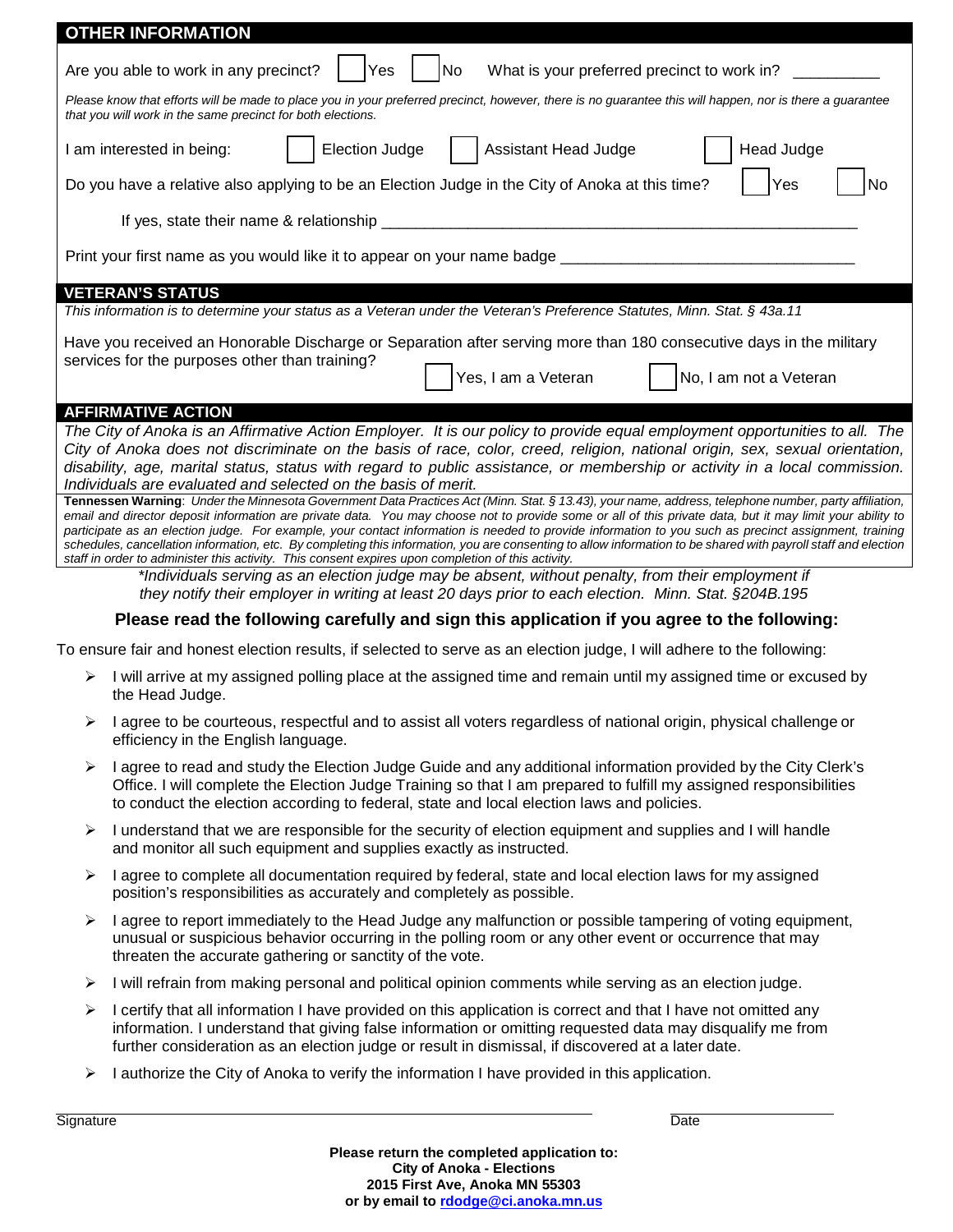## OTHER INFORMATION

Are you able to work in any precinct? ☐ Yes ☐ No What is your preferred precinct to work in? __________

*Please know that efforts will be made to place you in your preferred precinct, however, there is no guarantee this will happen, nor is there a guarantee that you will work in the same precinct for both elections.*

I am interested in being: ☐ Election Judge ☐ Assistant Head Judge ☐ Head Judge

Do you have a relative also applying to be an Election Judge in the City of Anoka at this time? ☐ Yes ☐ No

If yes, state their name & relationship ________________________________________________________

Print your first name as you would like it to appear on your name badge __________________________________

## VETERAN'S STATUS

*This information is to determine your status as a Veteran under the Veteran's Preference Statutes, Minn. Stat. § 43a.11*

Have you received an Honorable Discharge or Separation after serving more than 180 consecutive days in the military services for the purposes other than training?

☐ Yes, I am a Veteran ☐ No, I am not a Veteran

## AFFIRMATIVE ACTION

*The City of Anoka is an Affirmative Action Employer. It is our policy to provide equal employment opportunities to all. The City of Anoka does not discriminate on the basis of race, color, creed, religion, national origin, sex, sexual orientation, disability, age, marital status, status with regard to public assistance, or membership or activity in a local commission. Individuals are evaluated and selected on the basis of merit.*

**Tennessen Warning**: *Under the Minnesota Government Data Practices Act (Minn. Stat. § 13.43), your name, address, telephone number, party affiliation, email and director deposit information are private data. You may choose not to provide some or all of this private data, but it may limit your ability to participate as an election judge. For example, your contact information is needed to provide information to you such as precinct assignment, training schedules, cancellation information, etc. By completing this information, you are consenting to allow information to be shared with payroll staff and election staff in order to administer this activity. This consent expires upon completion of this activity.*

*\*Individuals serving as an election judge may be absent, without penalty, from their employment if they notify their employer in writing at least 20 days prior to each election. Minn. Stat. §204B.195*

### Please read the following carefully and sign this application if you agree to the following:

To ensure fair and honest election results, if selected to serve as an election judge, I will adhere to the following:

- I will arrive at my assigned polling place at the assigned time and remain until my assigned time or excused by the Head Judge.
- I agree to be courteous, respectful and to assist all voters regardless of national origin, physical challenge or efficiency in the English language.
- I agree to read and study the Election Judge Guide and any additional information provided by the City Clerk's Office. I will complete the Election Judge Training so that I am prepared to fulfill my assigned responsibilities to conduct the election according to federal, state and local election laws and policies.
- I understand that we are responsible for the security of election equipment and supplies and I will handle and monitor all such equipment and supplies exactly as instructed.
- I agree to complete all documentation required by federal, state and local election laws for my assigned position's responsibilities as accurately and completely as possible.
- I agree to report immediately to the Head Judge any malfunction or possible tampering of voting equipment, unusual or suspicious behavior occurring in the polling room or any other event or occurrence that may threaten the accurate gathering or sanctity of the vote.
- I will refrain from making personal and political opinion comments while serving as an election judge.
- I certify that all information I have provided on this application is correct and that I have not omitted any information. I understand that giving false information or omitting requested data may disqualify me from further consideration as an election judge or result in dismissal, if discovered at a later date.
- I authorize the City of Anoka to verify the information I have provided in this application.

______________________________________________ ____________________
Signature Date

**Please return the completed application to:**
**City of Anoka - Elections**
**2015 First Ave, Anoka MN 55303**
**or by email to rdodge@ci.anoka.mn.us**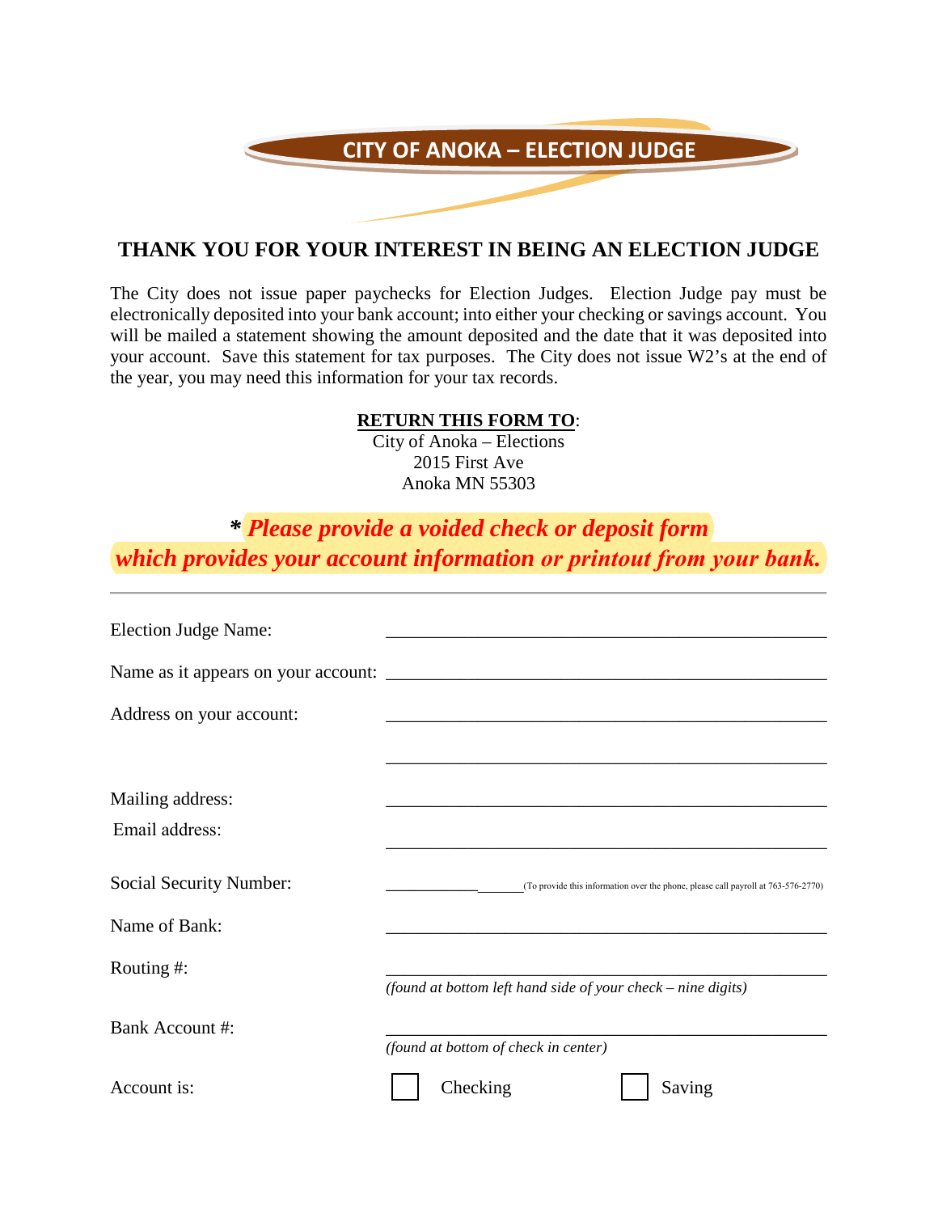# CITY OF ANOKA – ELECTION JUDGE

## THANK YOU FOR YOUR INTEREST IN BEING AN ELECTION JUDGE

The City does not issue paper paychecks for Election Judges. Election Judge pay must be electronically deposited into your bank account; into either your checking or savings account. You will be mailed a statement showing the amount deposited and the date that it was deposited into your account. Save this statement for tax purposes. The City does not issue W2's at the end of the year, you may need this information for your tax records.

**RETURN THIS FORM TO**:
City of Anoka – Elections
2015 First Ave
Anoka MN 55303

*** *Please provide a voided check or deposit form which provides your account information or printout from your bank.***

---

Election Judge Name: ______________________________________________

Name as it appears on your account: ______________________________________________

Address on your account: ______________________________________________

______________________________________________

Mailing address: ______________________________________________

Email address: ______________________________________________

Social Security Number: __________________ (To provide this information over the phone, please call payroll at 763-576-2770)

Name of Bank: ______________________________________________

Routing #: ______________________________________________
*(found at bottom left hand side of your check – nine digits)*

Bank Account #: ______________________________________________
*(found at bottom of check in center)*

Account is: ☐ Checking ☐ Saving